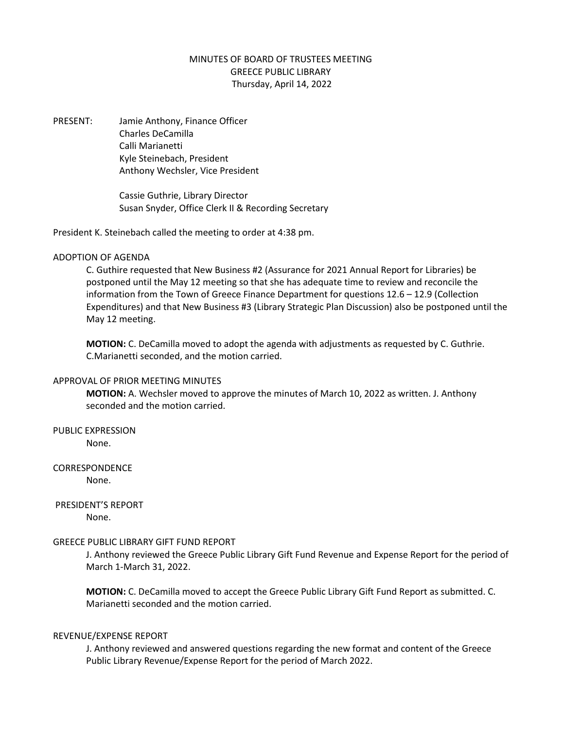# MINUTES OF BOARD OF TRUSTEES MEETING
## GREECE PUBLIC LIBRARY
### Thursday, April 14, 2022

PRESENT: Jamie Anthony, Finance Officer
Charles DeCamilla
Calli Marianetti
Kyle Steinebach, President
Anthony Wechsler, Vice President

Cassie Guthrie, Library Director
Susan Snyder, Office Clerk II & Recording Secretary

President K. Steinebach called the meeting to order at 4:38 pm.

ADOPTION OF AGENDA

C. Guthire requested that New Business #2 (Assurance for 2021 Annual Report for Libraries) be postponed until the May 12 meeting so that she has adequate time to review and reconcile the information from the Town of Greece Finance Department for questions 12.6 – 12.9 (Collection Expenditures) and that New Business #3 (Library Strategic Plan Discussion) also be postponed until the May 12 meeting.

**MOTION:** C. DeCamilla moved to adopt the agenda with adjustments as requested by C. Guthrie. C.Marianetti seconded, and the motion carried.

APPROVAL OF PRIOR MEETING MINUTES

**MOTION:** A. Wechsler moved to approve the minutes of March 10, 2022 as written. J. Anthony seconded and the motion carried.

PUBLIC EXPRESSION

None.

CORRESPONDENCE

None.

PRESIDENT'S REPORT

None.

GREECE PUBLIC LIBRARY GIFT FUND REPORT

J. Anthony reviewed the Greece Public Library Gift Fund Revenue and Expense Report for the period of March 1-March 31, 2022.

**MOTION:** C. DeCamilla moved to accept the Greece Public Library Gift Fund Report as submitted. C. Marianetti seconded and the motion carried.

REVENUE/EXPENSE REPORT

J. Anthony reviewed and answered questions regarding the new format and content of the Greece Public Library Revenue/Expense Report for the period of March 2022.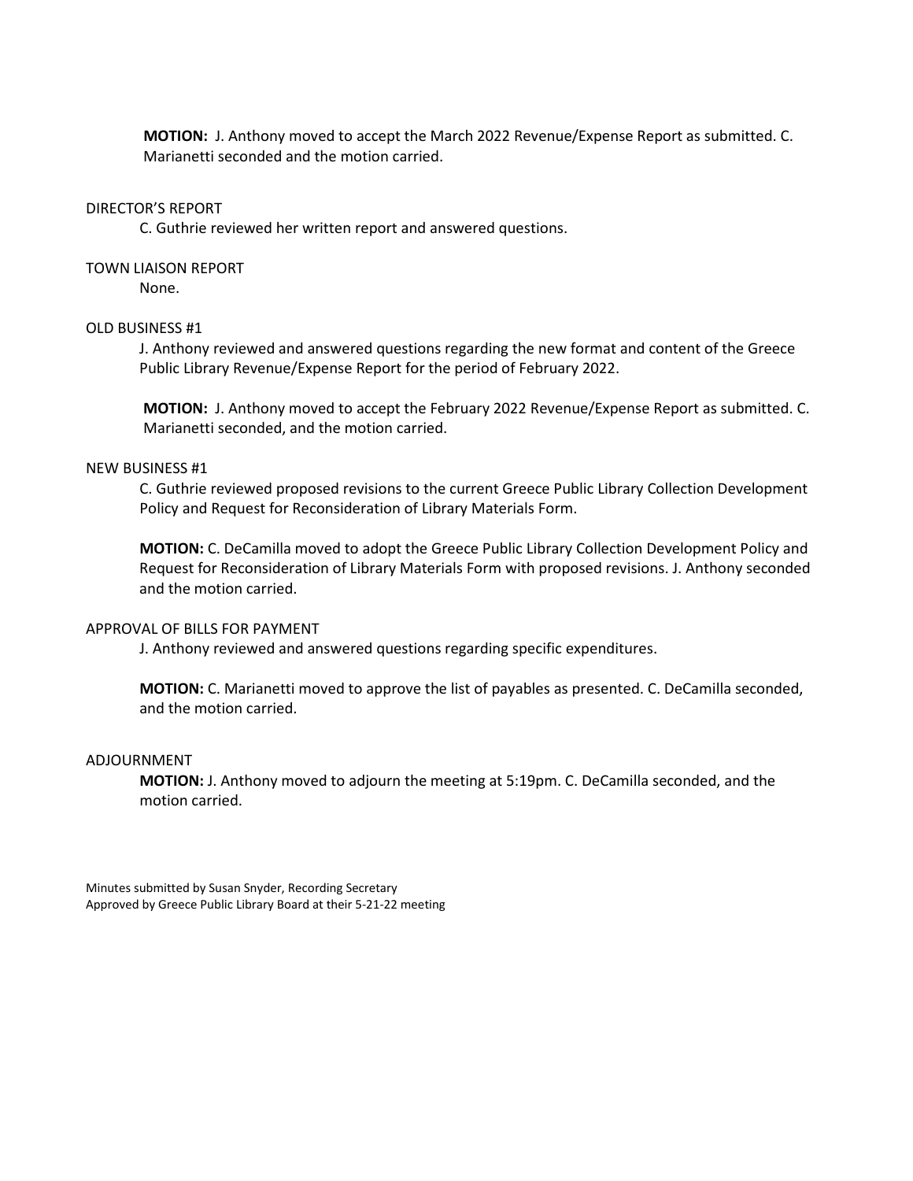**MOTION:** J. Anthony moved to accept the March 2022 Revenue/Expense Report as submitted. C. Marianetti seconded and the motion carried.

DIRECTOR'S REPORT

C. Guthrie reviewed her written report and answered questions.

TOWN LIAISON REPORT

None.

OLD BUSINESS #1

J. Anthony reviewed and answered questions regarding the new format and content of the Greece Public Library Revenue/Expense Report for the period of February 2022.

**MOTION:** J. Anthony moved to accept the February 2022 Revenue/Expense Report as submitted. C. Marianetti seconded, and the motion carried.

NEW BUSINESS #1

C. Guthrie reviewed proposed revisions to the current Greece Public Library Collection Development Policy and Request for Reconsideration of Library Materials Form.

**MOTION:** C. DeCamilla moved to adopt the Greece Public Library Collection Development Policy and Request for Reconsideration of Library Materials Form with proposed revisions. J. Anthony seconded and the motion carried.

APPROVAL OF BILLS FOR PAYMENT

J. Anthony reviewed and answered questions regarding specific expenditures.

**MOTION:** C. Marianetti moved to approve the list of payables as presented. C. DeCamilla seconded, and the motion carried.

ADJOURNMENT

**MOTION:** J. Anthony moved to adjourn the meeting at 5:19pm. C. DeCamilla seconded, and the motion carried.

Minutes submitted by Susan Snyder, Recording Secretary
Approved by Greece Public Library Board at their 5-21-22 meeting